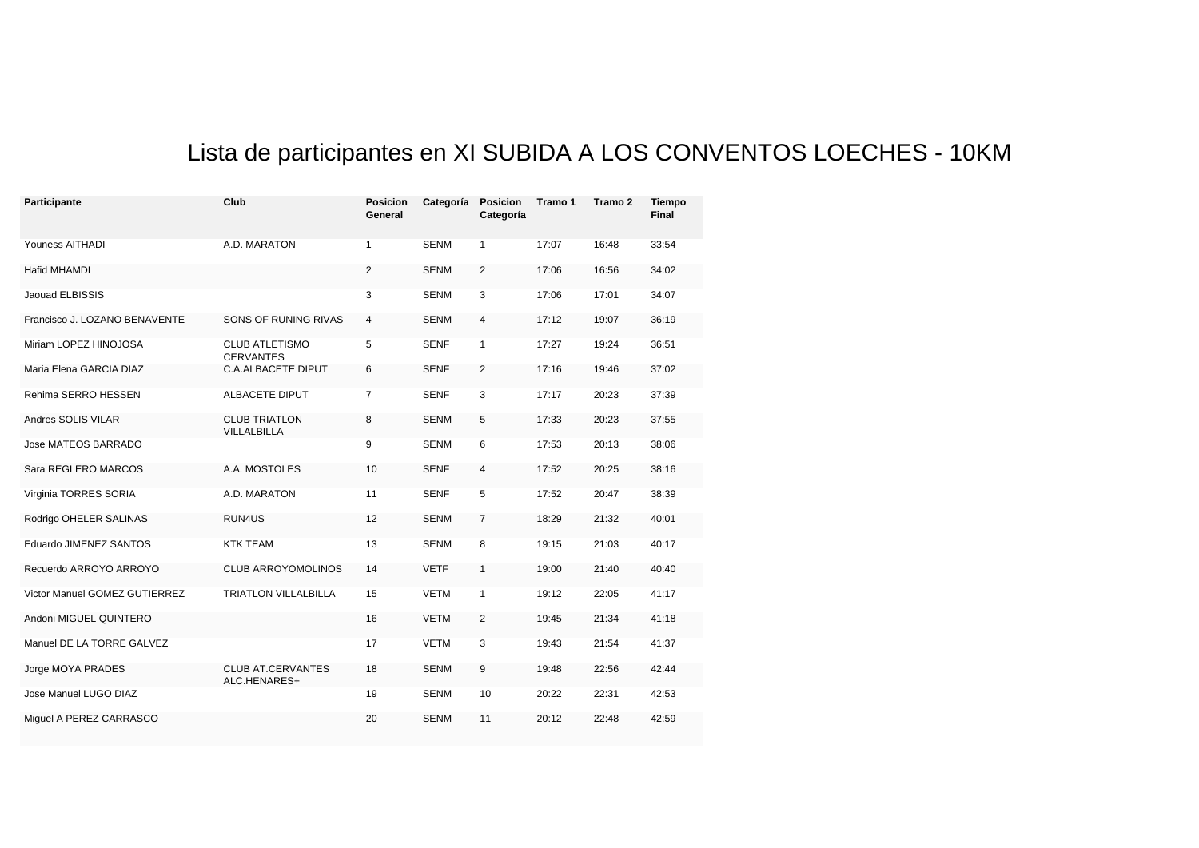# Lista de participantes en XI SUBIDA A LOS CONVENTOS LOECHES - 10KM

| Participante | Club | Posicion General | Categoría | Posicion Categoría | Tramo 1 | Tramo 2 | Tiempo Final |
|---|---|---|---|---|---|---|---|
| Youness AITHADI | A.D. MARATON | 1 | SENM | 1 | 17:07 | 16:48 | 33:54 |
| Hafid MHAMDI | | 2 | SENM | 2 | 17:06 | 16:56 | 34:02 |
| Jaouad ELBISSIS | | 3 | SENM | 3 | 17:06 | 17:01 | 34:07 |
| Francisco J. LOZANO BENAVENTE | SONS OF RUNING RIVAS | 4 | SENM | 4 | 17:12 | 19:07 | 36:19 |
| Miriam LOPEZ HINOJOSA | CLUB ATLETISMO CERVANTES | 5 | SENF | 1 | 17:27 | 19:24 | 36:51 |
| Maria Elena GARCIA DIAZ | C.A.ALBACETE DIPUT | 6 | SENF | 2 | 17:16 | 19:46 | 37:02 |
| Rehima SERRO HESSEN | ALBACETE DIPUT | 7 | SENF | 3 | 17:17 | 20:23 | 37:39 |
| Andres SOLIS VILAR | CLUB TRIATLON VILLALBILLA | 8 | SENM | 5 | 17:33 | 20:23 | 37:55 |
| Jose MATEOS BARRADO | | 9 | SENM | 6 | 17:53 | 20:13 | 38:06 |
| Sara REGLERO MARCOS | A.A. MOSTOLES | 10 | SENF | 4 | 17:52 | 20:25 | 38:16 |
| Virginia TORRES SORIA | A.D. MARATON | 11 | SENF | 5 | 17:52 | 20:47 | 38:39 |
| Rodrigo OHELER SALINAS | RUN4US | 12 | SENM | 7 | 18:29 | 21:32 | 40:01 |
| Eduardo JIMENEZ SANTOS | KTK TEAM | 13 | SENM | 8 | 19:15 | 21:03 | 40:17 |
| Recuerdo ARROYO ARROYO | CLUB ARROYOMOLINOS | 14 | VETF | 1 | 19:00 | 21:40 | 40:40 |
| Victor Manuel GOMEZ GUTIERREZ | TRIATLON VILLALBILLA | 15 | VETM | 1 | 19:12 | 22:05 | 41:17 |
| Andoni MIGUEL QUINTERO | | 16 | VETM | 2 | 19:45 | 21:34 | 41:18 |
| Manuel DE LA TORRE GALVEZ | | 17 | VETM | 3 | 19:43 | 21:54 | 41:37 |
| Jorge MOYA PRADES | CLUB AT.CERVANTES ALC.HENARES+ | 18 | SENM | 9 | 19:48 | 22:56 | 42:44 |
| Jose Manuel LUGO DIAZ | | 19 | SENM | 10 | 20:22 | 22:31 | 42:53 |
| Miguel A PEREZ CARRASCO | | 20 | SENM | 11 | 20:12 | 22:48 | 42:59 |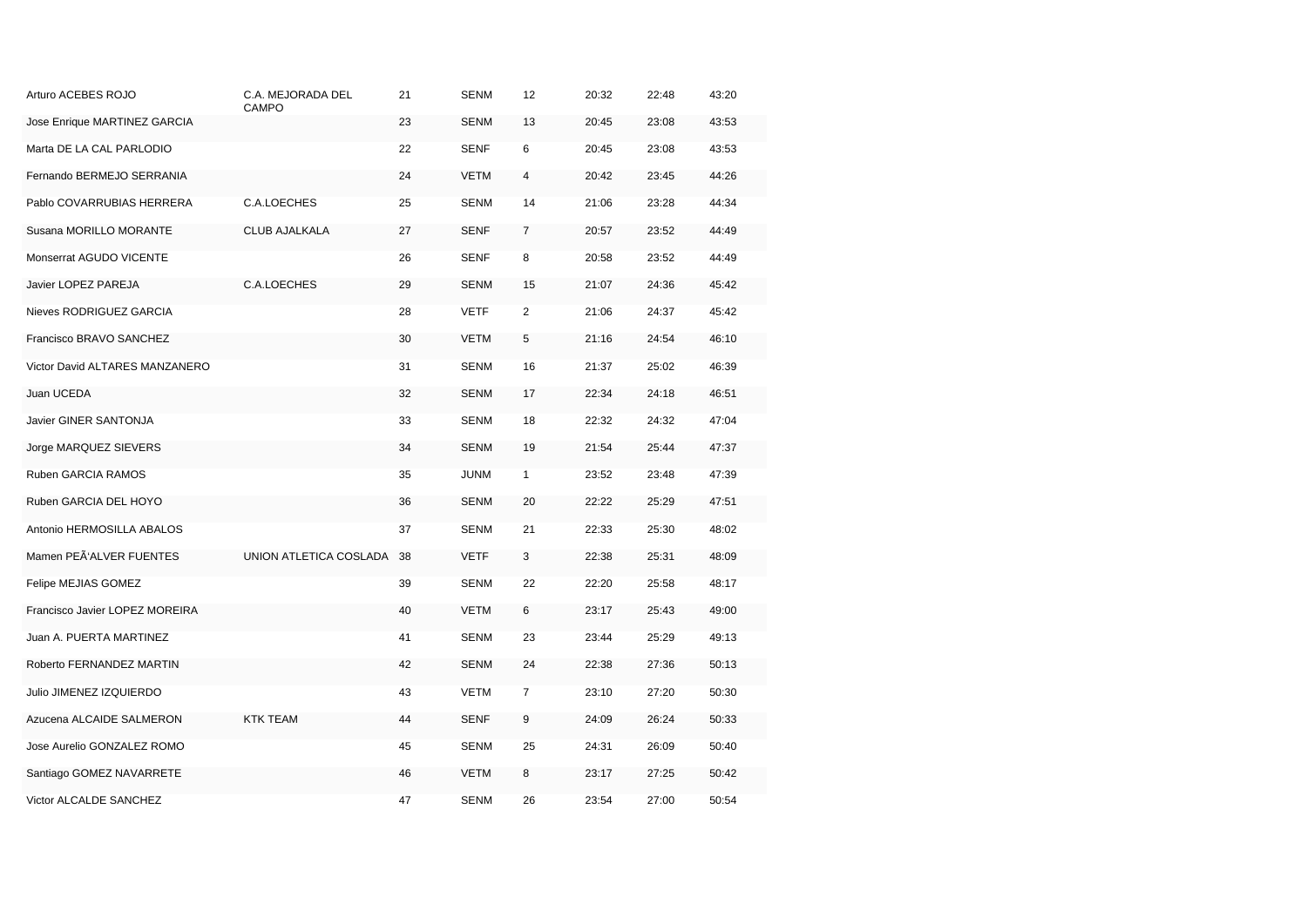| | | | | | | | |
|---|---|---|---|---|---|---|---|
| Arturo ACEBES ROJO | C.A. MEJORADA DEL CAMPO | 21 | SENM | 12 | 20:32 | 22:48 | 43:20 |
| Jose Enrique MARTINEZ GARCIA | | 23 | SENM | 13 | 20:45 | 23:08 | 43:53 |
| Marta DE LA CAL PARLODIO | | 22 | SENF | 6 | 20:45 | 23:08 | 43:53 |
| Fernando BERMEJO SERRANIA | | 24 | VETM | 4 | 20:42 | 23:45 | 44:26 |
| Pablo COVARRUBIAS HERRERA | C.A.LOECHES | 25 | SENM | 14 | 21:06 | 23:28 | 44:34 |
| Susana MORILLO MORANTE | CLUB AJALKALA | 27 | SENF | 7 | 20:57 | 23:52 | 44:49 |
| Monserrat AGUDO VICENTE | | 26 | SENF | 8 | 20:58 | 23:52 | 44:49 |
| Javier LOPEZ PAREJA | C.A.LOECHES | 29 | SENM | 15 | 21:07 | 24:36 | 45:42 |
| Nieves RODRIGUEZ GARCIA | | 28 | VETF | 2 | 21:06 | 24:37 | 45:42 |
| Francisco BRAVO SANCHEZ | | 30 | VETM | 5 | 21:16 | 24:54 | 46:10 |
| Victor David ALTARES MANZANERO | | 31 | SENM | 16 | 21:37 | 25:02 | 46:39 |
| Juan UCEDA | | 32 | SENM | 17 | 22:34 | 24:18 | 46:51 |
| Javier GINER SANTONJA | | 33 | SENM | 18 | 22:32 | 24:32 | 47:04 |
| Jorge MARQUEZ SIEVERS | | 34 | SENM | 19 | 21:54 | 25:44 | 47:37 |
| Ruben GARCIA RAMOS | | 35 | JUNM | 1 | 23:52 | 23:48 | 47:39 |
| Ruben GARCIA DEL HOYO | | 36 | SENM | 20 | 22:22 | 25:29 | 47:51 |
| Antonio HERMOSILLA ABALOS | | 37 | SENM | 21 | 22:33 | 25:30 | 48:02 |
| Mamen PEÃ'ALVER FUENTES | UNION ATLETICA COSLADA | 38 | VETF | 3 | 22:38 | 25:31 | 48:09 |
| Felipe MEJIAS GOMEZ | | 39 | SENM | 22 | 22:20 | 25:58 | 48:17 |
| Francisco Javier LOPEZ MOREIRA | | 40 | VETM | 6 | 23:17 | 25:43 | 49:00 |
| Juan A. PUERTA MARTINEZ | | 41 | SENM | 23 | 23:44 | 25:29 | 49:13 |
| Roberto FERNANDEZ MARTIN | | 42 | SENM | 24 | 22:38 | 27:36 | 50:13 |
| Julio JIMENEZ IZQUIERDO | | 43 | VETM | 7 | 23:10 | 27:20 | 50:30 |
| Azucena ALCAIDE SALMERON | KTK TEAM | 44 | SENF | 9 | 24:09 | 26:24 | 50:33 |
| Jose Aurelio GONZALEZ ROMO | | 45 | SENM | 25 | 24:31 | 26:09 | 50:40 |
| Santiago GOMEZ NAVARRETE | | 46 | VETM | 8 | 23:17 | 27:25 | 50:42 |
| Victor ALCALDE SANCHEZ | | 47 | SENM | 26 | 23:54 | 27:00 | 50:54 |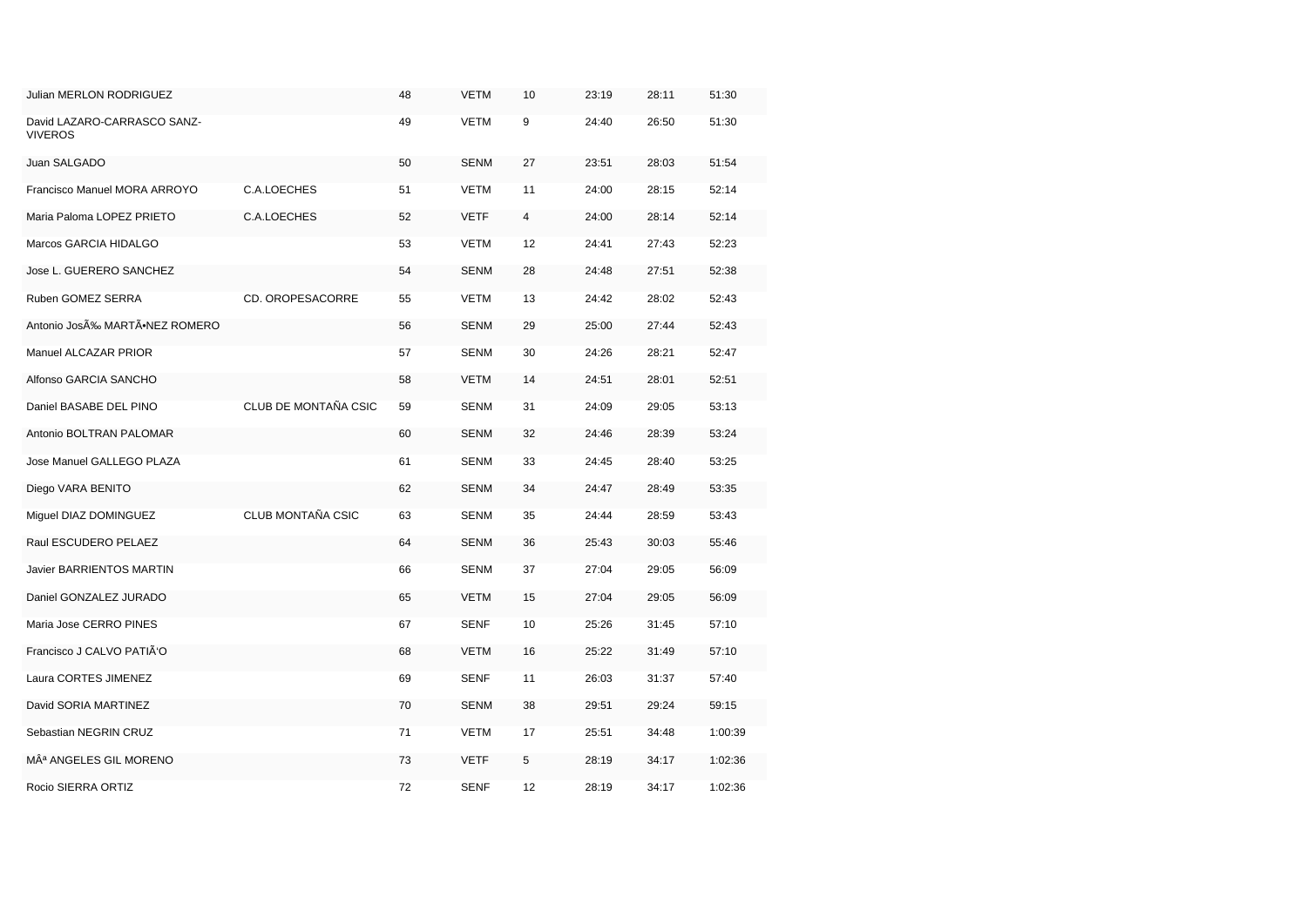| | | | | | | | |
|---|---|---|---|---|---|---|---|
| Julian MERLON RODRIGUEZ | | 48 | VETM | 10 | 23:19 | 28:11 | 51:30 |
| David LAZARO-CARRASCO SANZ-VIVEROS | | 49 | VETM | 9 | 24:40 | 26:50 | 51:30 |
| Juan SALGADO | | 50 | SENM | 27 | 23:51 | 28:03 | 51:54 |
| Francisco Manuel MORA ARROYO | C.A.LOECHES | 51 | VETM | 11 | 24:00 | 28:15 | 52:14 |
| Maria Paloma LOPEZ PRIETO | C.A.LOECHES | 52 | VETF | 4 | 24:00 | 28:14 | 52:14 |
| Marcos GARCIA HIDALGO | | 53 | VETM | 12 | 24:41 | 27:43 | 52:23 |
| Jose L. GUERERO SANCHEZ | | 54 | SENM | 28 | 24:48 | 27:51 | 52:38 |
| Ruben GOMEZ SERRA | CD. OROPESACORRE | 55 | VETM | 13 | 24:42 | 28:02 | 52:43 |
| Antonio JosÃ‰ MARTÃ•NEZ ROMERO | | 56 | SENM | 29 | 25:00 | 27:44 | 52:43 |
| Manuel ALCAZAR PRIOR | | 57 | SENM | 30 | 24:26 | 28:21 | 52:47 |
| Alfonso GARCIA SANCHO | | 58 | VETM | 14 | 24:51 | 28:01 | 52:51 |
| Daniel BASABE DEL PINO | CLUB DE MONTAÑA CSIC | 59 | SENM | 31 | 24:09 | 29:05 | 53:13 |
| Antonio BOLTRAN PALOMAR | | 60 | SENM | 32 | 24:46 | 28:39 | 53:24 |
| Jose Manuel GALLEGO PLAZA | | 61 | SENM | 33 | 24:45 | 28:40 | 53:25 |
| Diego VARA BENITO | | 62 | SENM | 34 | 24:47 | 28:49 | 53:35 |
| Miguel DIAZ DOMINGUEZ | CLUB MONTAÑA CSIC | 63 | SENM | 35 | 24:44 | 28:59 | 53:43 |
| Raul ESCUDERO PELAEZ | | 64 | SENM | 36 | 25:43 | 30:03 | 55:46 |
| Javier BARRIENTOS MARTIN | | 66 | SENM | 37 | 27:04 | 29:05 | 56:09 |
| Daniel GONZALEZ JURADO | | 65 | VETM | 15 | 27:04 | 29:05 | 56:09 |
| Maria Jose CERRO PINES | | 67 | SENF | 10 | 25:26 | 31:45 | 57:10 |
| Francisco J CALVO PATIÃ'O | | 68 | VETM | 16 | 25:22 | 31:49 | 57:10 |
| Laura CORTES JIMENEZ | | 69 | SENF | 11 | 26:03 | 31:37 | 57:40 |
| David SORIA MARTINEZ | | 70 | SENM | 38 | 29:51 | 29:24 | 59:15 |
| Sebastian NEGRIN CRUZ | | 71 | VETM | 17 | 25:51 | 34:48 | 1:00:39 |
| MÂª ANGELES GIL MORENO | | 73 | VETF | 5 | 28:19 | 34:17 | 1:02:36 |
| Rocio SIERRA ORTIZ | | 72 | SENF | 12 | 28:19 | 34:17 | 1:02:36 |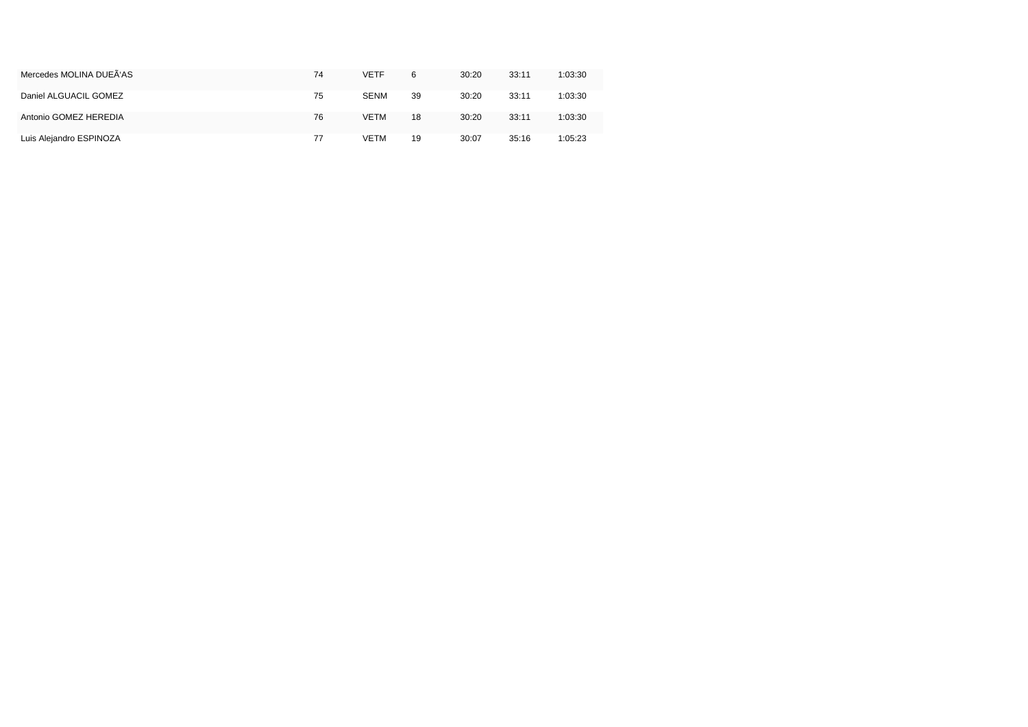| | | | | | | |
|---|---|---|---|---|---|---|
| Mercedes MOLINA DUEÃ'AS | 74 | VETF | 6 | 30:20 | 33:11 | 1:03:30 |
| Daniel ALGUACIL GOMEZ | 75 | SENM | 39 | 30:20 | 33:11 | 1:03:30 |
| Antonio GOMEZ HEREDIA | 76 | VETM | 18 | 30:20 | 33:11 | 1:03:30 |
| Luis Alejandro ESPINOZA | 77 | VETM | 19 | 30:07 | 35:16 | 1:05:23 |